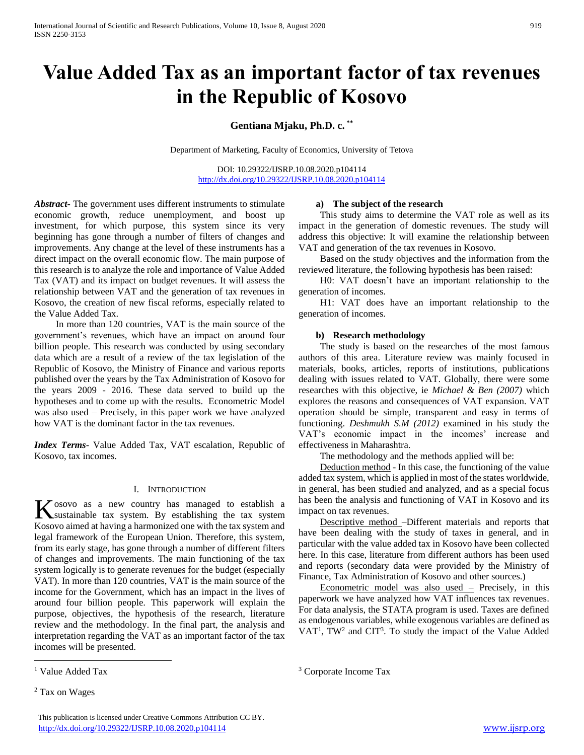# Value Added Tax as an important factor of tax revenues in the Republic of Kosovo

**Gentiana Mjaku, Ph.D. c.** **

Department of Marketing, Faculty of Economics, University of Tetova

DOI: 10.29322/IJSRP.10.08.2020.p104114
http://dx.doi.org/10.29322/IJSRP.10.08.2020.p104114

***Abstract***- The government uses different instruments to stimulate economic growth, reduce unemployment, and boost up investment, for which purpose, this system since its very beginning has gone through a number of filters of changes and improvements. Any change at the level of these instruments has a direct impact on the overall economic flow. The main purpose of this research is to analyze the role and importance of Value Added Tax (VAT) and its impact on budget revenues. It will assess the relationship between VAT and the generation of tax revenues in Kosovo, the creation of new fiscal reforms, especially related to the Value Added Tax.

In more than 120 countries, VAT is the main source of the government's revenues, which have an impact on around four billion people. This research was conducted by using secondary data which are a result of a review of the tax legislation of the Republic of Kosovo, the Ministry of Finance and various reports published over the years by the Tax Administration of Kosovo for the years 2009 - 2016. These data served to build up the hypotheses and to come up with the results. Econometric Model was also used – Precisely, in this paper work we have analyzed how VAT is the dominant factor in the tax revenues.

***Index Terms***- Value Added Tax, VAT escalation, Republic of Kosovo, tax incomes.

## I. Introduction

Kosovo as a new country has managed to establish a sustainable tax system. By establishing the tax system Kosovo aimed at having a harmonized one with the tax system and legal framework of the European Union. Therefore, this system, from its early stage, has gone through a number of different filters of changes and improvements. The main functioning of the tax system logically is to generate revenues for the budget (especially VAT). In more than 120 countries, VAT is the main source of the income for the Government, which has an impact in the lives of around four billion people. This paperwork will explain the purpose, objectives, the hypothesis of the research, literature review and the methodology. In the final part, the analysis and interpretation regarding the VAT as an important factor of the tax incomes will be presented.

### a) The subject of the research

This study aims to determine the VAT role as well as its impact in the generation of domestic revenues. The study will address this objective: It will examine the relationship between VAT and generation of the tax revenues in Kosovo.

Based on the study objectives and the information from the reviewed literature, the following hypothesis has been raised:

H0: VAT doesn't have an important relationship to the generation of incomes.

H1: VAT does have an important relationship to the generation of incomes.

### b) Research methodology

The study is based on the researches of the most famous authors of this area. Literature review was mainly focused in materials, books, articles, reports of institutions, publications dealing with issues related to VAT. Globally, there were some researches with this objective, ie *Michael & Ben (2007)* which explores the reasons and consequences of VAT expansion. VAT operation should be simple, transparent and easy in terms of functioning. *Deshmukh S.M (2012)* examined in his study the VAT's economic impact in the incomes' increase and effectiveness in Maharashtra.

The methodology and the methods applied will be:

Deduction method - In this case, the functioning of the value added tax system, which is applied in most of the states worldwide, in general, has been studied and analyzed, and as a special focus has been the analysis and functioning of VAT in Kosovo and its impact on tax revenues.

Descriptive method –Different materials and reports that have been dealing with the study of taxes in general, and in particular with the value added tax in Kosovo have been collected here. In this case, literature from different authors has been used and reports (secondary data were provided by the Ministry of Finance, Tax Administration of Kosovo and other sources.)

Econometric model was also used – Precisely, in this paperwork we have analyzed how VAT influences tax revenues. For data analysis, the STATA program is used. Taxes are defined as endogenous variables, while exogenous variables are defined as VAT[1], TW[2] and CIT[3]. To study the impact of the Value Added

[1] Value Added Tax

[2] Tax on Wages

[3] Corporate Income Tax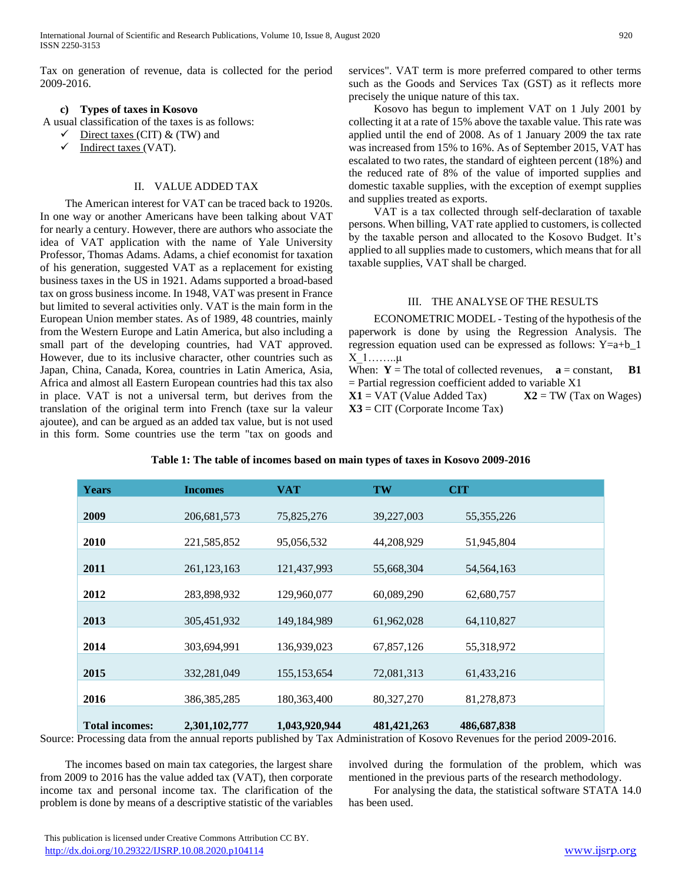Tax on generation of revenue, data is collected for the period 2009-2016.

### c) Types of taxes in Kosovo

A usual classification of the taxes is as follows:

- ✓ Direct taxes (CIT) & (TW) and
- ✓ Indirect taxes (VAT).

## II. VALUE ADDED TAX

The American interest for VAT can be traced back to 1920s. In one way or another Americans have been talking about VAT for nearly a century. However, there are authors who associate the idea of VAT application with the name of Yale University Professor, Thomas Adams. Adams, a chief economist for taxation of his generation, suggested VAT as a replacement for existing business taxes in the US in 1921. Adams supported a broad-based tax on gross business income. In 1948, VAT was present in France but limited to several activities only. VAT is the main form in the European Union member states. As of 1989, 48 countries, mainly from the Western Europe and Latin America, but also including a small part of the developing countries, had VAT approved. However, due to its inclusive character, other countries such as Japan, China, Canada, Korea, countries in Latin America, Asia, Africa and almost all Eastern European countries had this tax also in place. VAT is not a universal term, but derives from the translation of the original term into French (taxe sur la valeur ajoutee), and can be argued as an added tax value, but is not used in this form. Some countries use the term "tax on goods and services". VAT term is more preferred compared to other terms such as the Goods and Services Tax (GST) as it reflects more precisely the unique nature of this tax.

Kosovo has begun to implement VAT on 1 July 2001 by collecting it at a rate of 15% above the taxable value. This rate was applied until the end of 2008. As of 1 January 2009 the tax rate was increased from 15% to 16%. As of September 2015, VAT has escalated to two rates, the standard of eighteen percent (18%) and the reduced rate of 8% of the value of imported supplies and domestic taxable supplies, with the exception of exempt supplies and supplies treated as exports.

VAT is a tax collected through self-declaration of taxable persons. When billing, VAT rate applied to customers, is collected by the taxable person and allocated to the Kosovo Budget. It's applied to all supplies made to customers, which means that for all taxable supplies, VAT shall be charged.

## III. THE ANALYSE OF THE RESULTS

ECONOMETRIC MODEL - Testing of the hypothesis of the paperwork is done by using the Regression Analysis. The regression equation used can be expressed as follows: $Y=a+b_1 X_1 \ldots\ldots \mu$

When: **Y** = The total of collected revenues, **a** = constant, **B1** = Partial regression coefficient added to variable X1

**X1** = VAT (Value Added Tax) **X2** = TW (Tax on Wages)

**X3** = CIT (Corporate Income Tax)

**Table 1: The table of incomes based on main types of taxes in Kosovo 2009-2016**

| Years | Incomes | VAT | TW | CIT |
|---|---|---|---|---|
| **2009** | 206,681,573 | 75,825,276 | 39,227,003 | 55,355,226 |
| **2010** | 221,585,852 | 95,056,532 | 44,208,929 | 51,945,804 |
| **2011** | 261,123,163 | 121,437,993 | 55,668,304 | 54,564,163 |
| **2012** | 283,898,932 | 129,960,077 | 60,089,290 | 62,680,757 |
| **2013** | 305,451,932 | 149,184,989 | 61,962,028 | 64,110,827 |
| **2014** | 303,694,991 | 136,939,023 | 67,857,126 | 55,318,972 |
| **2015** | 332,281,049 | 155,153,654 | 72,081,313 | 61,433,216 |
| **2016** | 386,385,285 | 180,363,400 | 80,327,270 | 81,278,873 |
| **Total incomes:** | **2,301,102,777** | **1,043,920,944** | **481,421,263** | **486,687,838** |

Source: Processing data from the annual reports published by Tax Administration of Kosovo Revenues for the period 2009-2016.

The incomes based on main tax categories, the largest share from 2009 to 2016 has the value added tax (VAT), then corporate income tax and personal income tax. The clarification of the problem is done by means of a descriptive statistic of the variables involved during the formulation of the problem, which was mentioned in the previous parts of the research methodology.

For analysing the data, the statistical software STATA 14.0 has been used.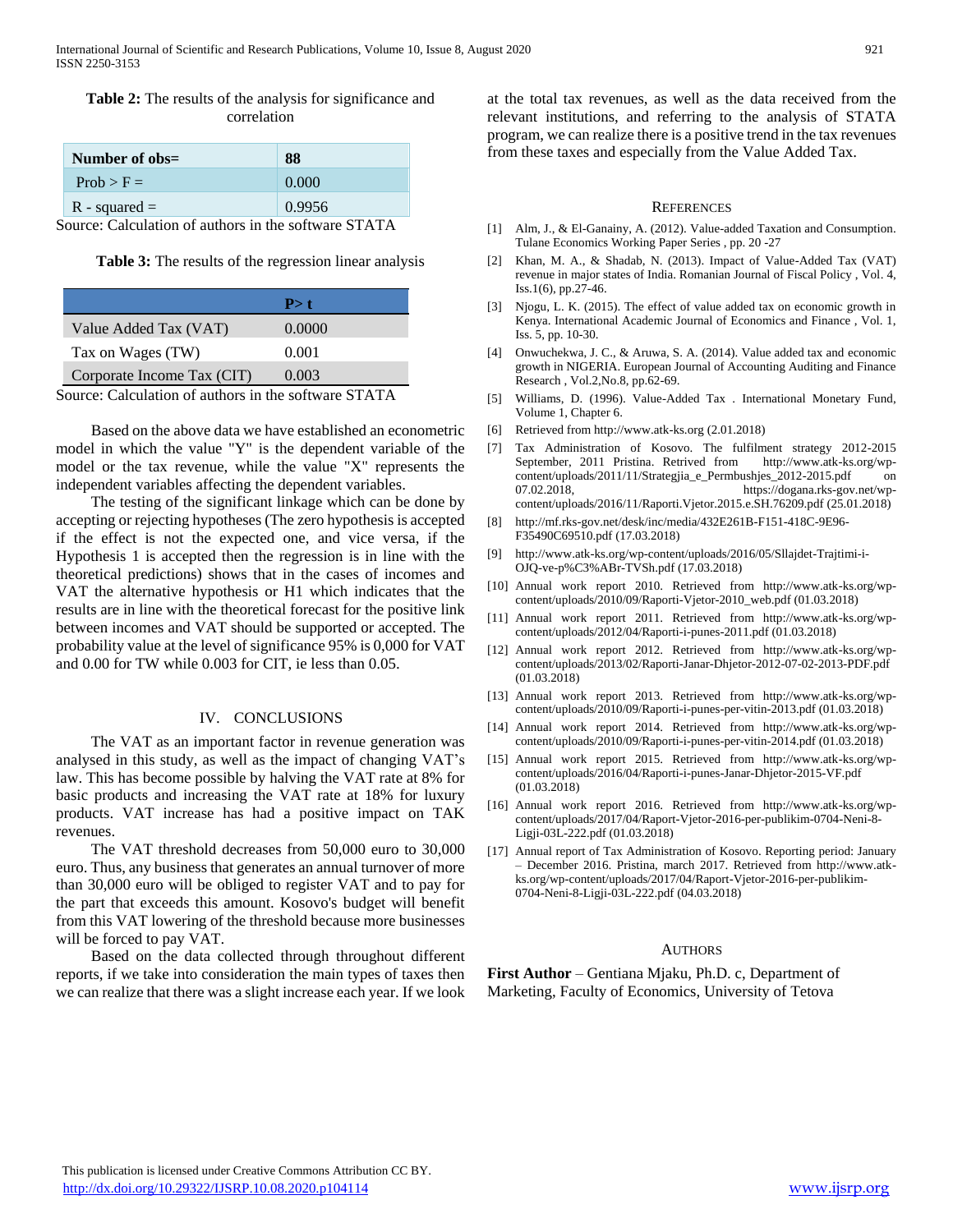**Table 2:** The results of the analysis for significance and correlation

| | |
|---|---|
| **Number of obs=** | **88** |
| Prob > F = | 0.000 |
| R - squared = | 0.9956 |

Source: Calculation of authors in the software STATA

**Table 3:** The results of the regression linear analysis

| | **P> t** |
|---|---|
| Value Added Tax (VAT) | 0.0000 |
| Tax on Wages (TW) | 0.001 |
| Corporate Income Tax (CIT) | 0.003 |

Source: Calculation of authors in the software STATA

Based on the above data we have established an econometric model in which the value "Y" is the dependent variable of the model or the tax revenue, while the value "X" represents the independent variables affecting the dependent variables.

The testing of the significant linkage which can be done by accepting or rejecting hypotheses (The zero hypothesis is accepted if the effect is not the expected one, and vice versa, if the Hypothesis 1 is accepted then the regression is in line with the theoretical predictions) shows that in the cases of incomes and VAT the alternative hypothesis or H1 which indicates that the results are in line with the theoretical forecast for the positive link between incomes and VAT should be supported or accepted. The probability value at the level of significance 95% is 0,000 for VAT and 0.00 for TW while 0.003 for CIT, ie less than 0.05.

## IV. CONCLUSIONS

The VAT as an important factor in revenue generation was analysed in this study, as well as the impact of changing VAT's law. This has become possible by halving the VAT rate at 8% for basic products and increasing the VAT rate at 18% for luxury products. VAT increase has had a positive impact on TAK revenues.

The VAT threshold decreases from 50,000 euro to 30,000 euro. Thus, any business that generates an annual turnover of more than 30,000 euro will be obliged to register VAT and to pay for the part that exceeds this amount. Kosovo's budget will benefit from this VAT lowering of the threshold because more businesses will be forced to pay VAT.

Based on the data collected through throughout different reports, if we take into consideration the main types of taxes then we can realize that there was a slight increase each year. If we look at the total tax revenues, as well as the data received from the relevant institutions, and referring to the analysis of STATA program, we can realize there is a positive trend in the tax revenues from these taxes and especially from the Value Added Tax.

## REFERENCES

[1] Alm, J., & El-Ganainy, A. (2012). Value-added Taxation and Consumption. Tulane Economics Working Paper Series , pp. 20 -27

[2] Khan, M. A., & Shadab, N. (2013). Impact of Value-Added Tax (VAT) revenue in major states of India. Romanian Journal of Fiscal Policy , Vol. 4, Iss.1(6), pp.27-46.

[3] Njogu, L. K. (2015). The effect of value added tax on economic growth in Kenya. International Academic Journal of Economics and Finance , Vol. 1, Iss. 5, pp. 10-30.

[4] Onwuchekwa, J. C., & Aruwa, S. A. (2014). Value added tax and economic growth in NIGERIA. European Journal of Accounting Auditing and Finance Research , Vol.2,No.8, pp.62-69.

[5] Williams, D. (1996). Value-Added Tax . International Monetary Fund, Volume 1, Chapter 6.

[6] Retrieved from http://www.atk-ks.org (2.01.2018)

[7] Tax Administration of Kosovo. The fulfilment strategy 2012-2015 September, 2011 Pristina. Retrived from http://www.atk-ks.org/wp-content/uploads/2011/11/Strategjia_e_Permbushjes_2012-2015.pdf on 07.02.2018, https://dogana.rks-gov.net/wp-content/uploads/2016/11/Raporti.Vjetor.2015.e.SH.76209.pdf (25.01.2018)

[8] http://mf.rks-gov.net/desk/inc/media/432E261B-F151-418C-9E96-F35490C69510.pdf (17.03.2018)

[9] http://www.atk-ks.org/wp-content/uploads/2016/05/Sllajdet-Trajtimi-i-OJQ-ve-p%C3%ABr-TVSh.pdf (17.03.2018)

[10] Annual work report 2010. Retrieved from http://www.atk-ks.org/wp-content/uploads/2010/09/Raporti-Vjetor-2010_web.pdf (01.03.2018)

[11] Annual work report 2011. Retrieved from http://www.atk-ks.org/wp-content/uploads/2012/04/Raporti-i-punes-2011.pdf (01.03.2018)

[12] Annual work report 2012. Retrieved from http://www.atk-ks.org/wp-content/uploads/2013/02/Raporti-Janar-Dhjetor-2012-07-02-2013-PDF.pdf (01.03.2018)

[13] Annual work report 2013. Retrieved from http://www.atk-ks.org/wp-content/uploads/2010/09/Raporti-i-punes-per-vitin-2013.pdf (01.03.2018)

[14] Annual work report 2014. Retrieved from http://www.atk-ks.org/wp-content/uploads/2010/09/Raporti-i-punes-per-vitin-2014.pdf (01.03.2018)

[15] Annual work report 2015. Retrieved from http://www.atk-ks.org/wp-content/uploads/2016/04/Raporti-i-punes-Janar-Dhjetor-2015-VF.pdf (01.03.2018)

[16] Annual work report 2016. Retrieved from http://www.atk-ks.org/wp-content/uploads/2017/04/Raport-Vjetor-2016-per-publikim-0704-Neni-8-Ligji-03L-222.pdf (01.03.2018)

[17] Annual report of Tax Administration of Kosovo. Reporting period: January – December 2016. Pristina, march 2017. Retrieved from http://www.atk-ks.org/wp-content/uploads/2017/04/Raport-Vjetor-2016-per-publikim-0704-Neni-8-Ligji-03L-222.pdf (04.03.2018)

## AUTHORS

**First Author** – Gentiana Mjaku, Ph.D. c, Department of Marketing, Faculty of Economics, University of Tetova